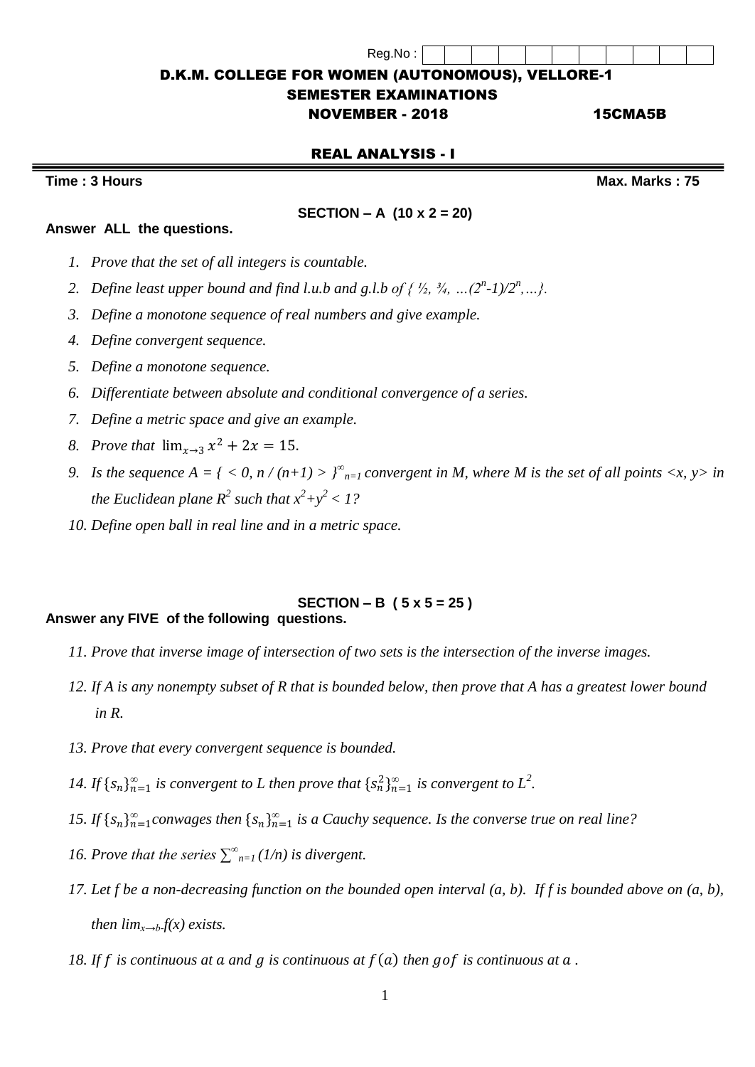Reg.No :

# D.K.M. COLLEGE FOR WOMEN (AUTONOMOUS), VELLORE-1

## SEMESTER EXAMINATIONS

**NOVEMBER - 2018** **15CMA5B**

## REAL ANALYSIS - I

**Time : 3 Hours** **Max. Marks : 75**

### SECTION – A (10 x 2 = 20)

**Answer ALL the questions.**

1. *Prove that the set of all integers is countable.*
2. *Define least upper bound and find l.u.b and g.l.b of { ½, ¾, …$(2^n-1)/2^n$,…}.*
3. *Define a monotone sequence of real numbers and give example.*
4. *Define convergent sequence.*
5. *Define a monotone sequence.*
6. *Differentiate between absolute and conditional convergence of a series.*
7. *Define a metric space and give an example.*
8. *Prove that* $\lim_{x\to 3} x^2 + 2x = 15$.
9. *Is the sequence* $A = \{ < 0, n / (n+1) > \}_{n=1}^{\infty}$ *convergent in M, where M is the set of all points <x, y> in the Euclidean plane* $R^2$ *such that* $x^2+y^2 < 1$?
10. *Define open ball in real line and in a metric space.*

### SECTION – B ( 5 x 5 = 25 )

**Answer any FIVE of the following questions.**

11. *Prove that inverse image of intersection of two sets is the intersection of the inverse images.*
12. *If A is any nonempty subset of R that is bounded below, then prove that A has a greatest lower bound in R.*
13. *Prove that every convergent sequence is bounded.*
14. *If* $\{s_n\}_{n=1}^{\infty}$ *is convergent to L then prove that* $\{s_n^2\}_{n=1}^{\infty}$ *is convergent to* $L^2$.
15. *If* $\{s_n\}_{n=1}^{\infty}$ *conwages then* $\{s_n\}_{n=1}^{\infty}$ *is a Cauchy sequence. Is the converse true on real line?*
16. *Prove that the series* $\sum_{n=1}^{\infty} (1/n)$ *is divergent.*
17. *Let f be a non-decreasing function on the bounded open interval (a, b). If f is bounded above on (a, b), then* $\lim_{x\to b-} f(x)$ *exists.*
18. *If* $f$ *is continuous at* $a$ *and* $g$ *is continuous at* $f(a)$ *then* $gof$ *is continuous at* $a$ .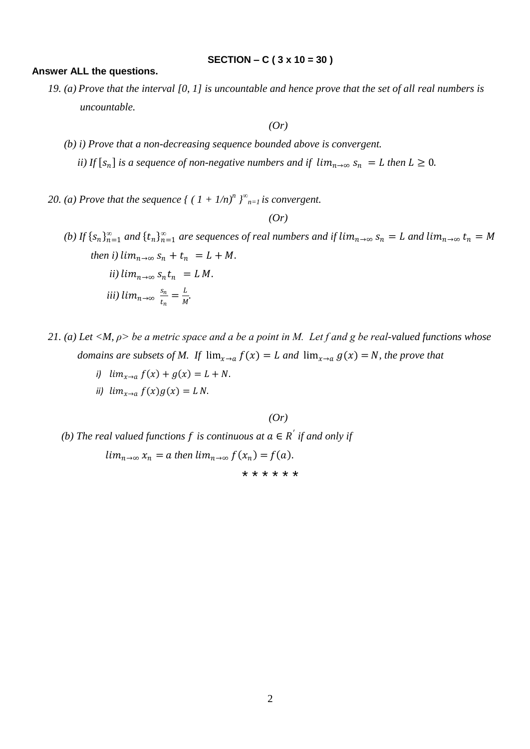**SECTION – C ( 3 x 10 = 30 )**

**Answer ALL the questions.**

19. (a) *Prove that the interval [0, 1] is uncountable and hence prove that the set of all real numbers is uncountable.*

*(Or)*

(b) i) *Prove that a non-decreasing sequence bounded above is convergent.*

ii) *If* $[s_n]$ *is a sequence of non-negative numbers and if* $lim_{n\to\infty} s_n = L$ *then* $L \geq 0$.

20. (a) *Prove that the sequence* $\{ (1 + 1/n)^n \}_{n=1}^{\infty}$ *is convergent.*

*(Or)*

(b) *If* $\{s_n\}_{n=1}^{\infty}$ *and* $\{t_n\}_{n=1}^{\infty}$ *are sequences of real numbers and if* $lim_{n\to\infty} s_n = L$ *and* $lim_{n\to\infty} t_n = M$

*then* i) $lim_{n\to\infty} s_n + t_n = L + M$.

ii) $lim_{n\to\infty} s_n t_n = L\,M$.

iii) $lim_{n\to\infty} \frac{s_n}{t_n} = \frac{L}{M}$.

21. (a) *Let* $<M, \rho>$ *be a metric space and a be a point in M. Let f and g be real-valued functions whose domains are subsets of M. If* $\lim_{x\to a} f(x) = L$ *and* $\lim_{x\to a} g(x) = N$, *the prove that*

i) $lim_{x\to a} f(x) + g(x) = L + N$.

ii) $lim_{x\to a} f(x)g(x) = L\,N$.

*(Or)*

(b) *The real valued functions* $f$ *is continuous at* $a \in R'$ *if and only if*

$lim_{n\to\infty} x_n = a$ *then* $lim_{n\to\infty} f(x_n) = f(a)$.

\* \* \* \* \* \*